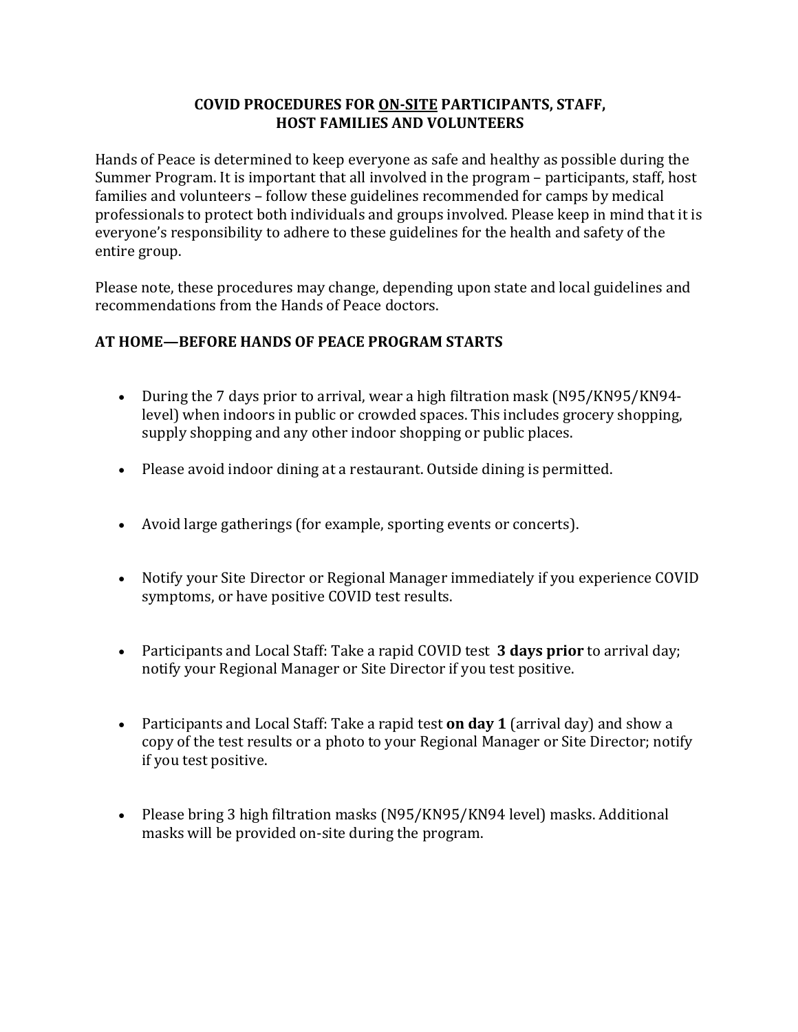# COVID PROCEDURES FOR <u>ON-SITE</u> PARTICIPANTS, STAFF, HOST FAMILIES AND VOLUNTEERS

Hands of Peace is determined to keep everyone as safe and healthy as possible during the Summer Program. It is important that all involved in the program – participants, staff, host families and volunteers – follow these guidelines recommended for camps by medical professionals to protect both individuals and groups involved. Please keep in mind that it is everyone's responsibility to adhere to these guidelines for the health and safety of the entire group.

Please note, these procedures may change, depending upon state and local guidelines and recommendations from the Hands of Peace doctors.

## AT HOME—BEFORE HANDS OF PEACE PROGRAM STARTS

- During the 7 days prior to arrival, wear a high filtration mask (N95/KN95/KN94-level) when indoors in public or crowded spaces. This includes grocery shopping, supply shopping and any other indoor shopping or public places.
- Please avoid indoor dining at a restaurant. Outside dining is permitted.
- Avoid large gatherings (for example, sporting events or concerts).
- Notify your Site Director or Regional Manager immediately if you experience COVID symptoms, or have positive COVID test results.
- Participants and Local Staff: Take a rapid COVID test **3 days prior** to arrival day; notify your Regional Manager or Site Director if you test positive.
- Participants and Local Staff: Take a rapid test **on day 1** (arrival day) and show a copy of the test results or a photo to your Regional Manager or Site Director; notify if you test positive.
- Please bring 3 high filtration masks (N95/KN95/KN94 level) masks. Additional masks will be provided on-site during the program.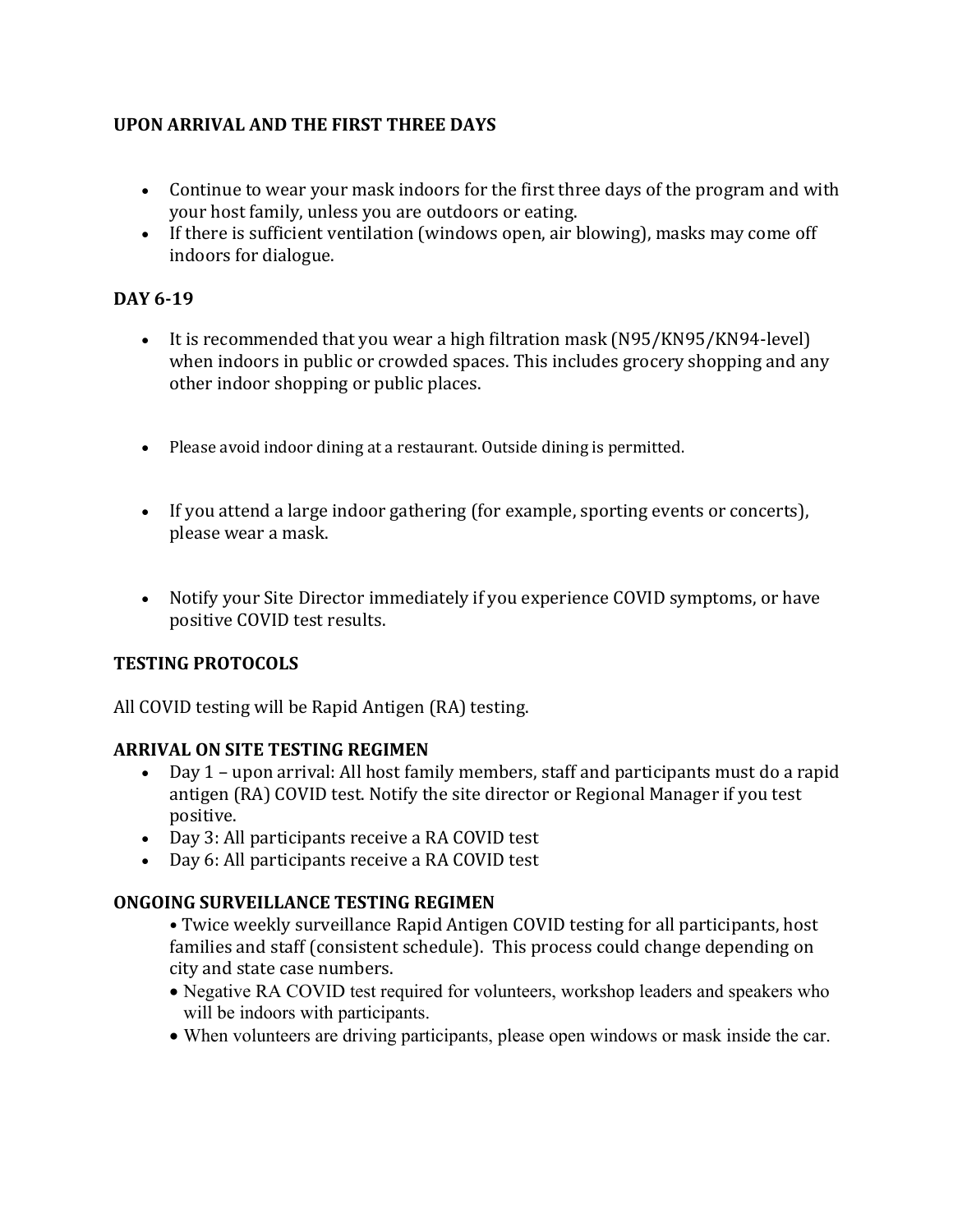**UPON ARRIVAL AND THE FIRST THREE DAYS**

- Continue to wear your mask indoors for the first three days of the program and with your host family, unless you are outdoors or eating.
- If there is sufficient ventilation (windows open, air blowing), masks may come off indoors for dialogue.

**DAY 6-19**

- It is recommended that you wear a high filtration mask (N95/KN95/KN94-level) when indoors in public or crowded spaces. This includes grocery shopping and any other indoor shopping or public places.

- Please avoid indoor dining at a restaurant. Outside dining is permitted.

- If you attend a large indoor gathering (for example, sporting events or concerts), please wear a mask.

- Notify your Site Director immediately if you experience COVID symptoms, or have positive COVID test results.

**TESTING PROTOCOLS**

All COVID testing will be Rapid Antigen (RA) testing.

**ARRIVAL ON SITE TESTING REGIMEN**

- Day 1 – upon arrival: All host family members, staff and participants must do a rapid antigen (RA) COVID test. Notify the site director or Regional Manager if you test positive.
- Day 3: All participants receive a RA COVID test
- Day 6: All participants receive a RA COVID test

**ONGOING SURVEILLANCE TESTING REGIMEN**

- Twice weekly surveillance Rapid Antigen COVID testing for all participants, host families and staff (consistent schedule). This process could change depending on city and state case numbers.
- Negative RA COVID test required for volunteers, workshop leaders and speakers who will be indoors with participants.
- When volunteers are driving participants, please open windows or mask inside the car.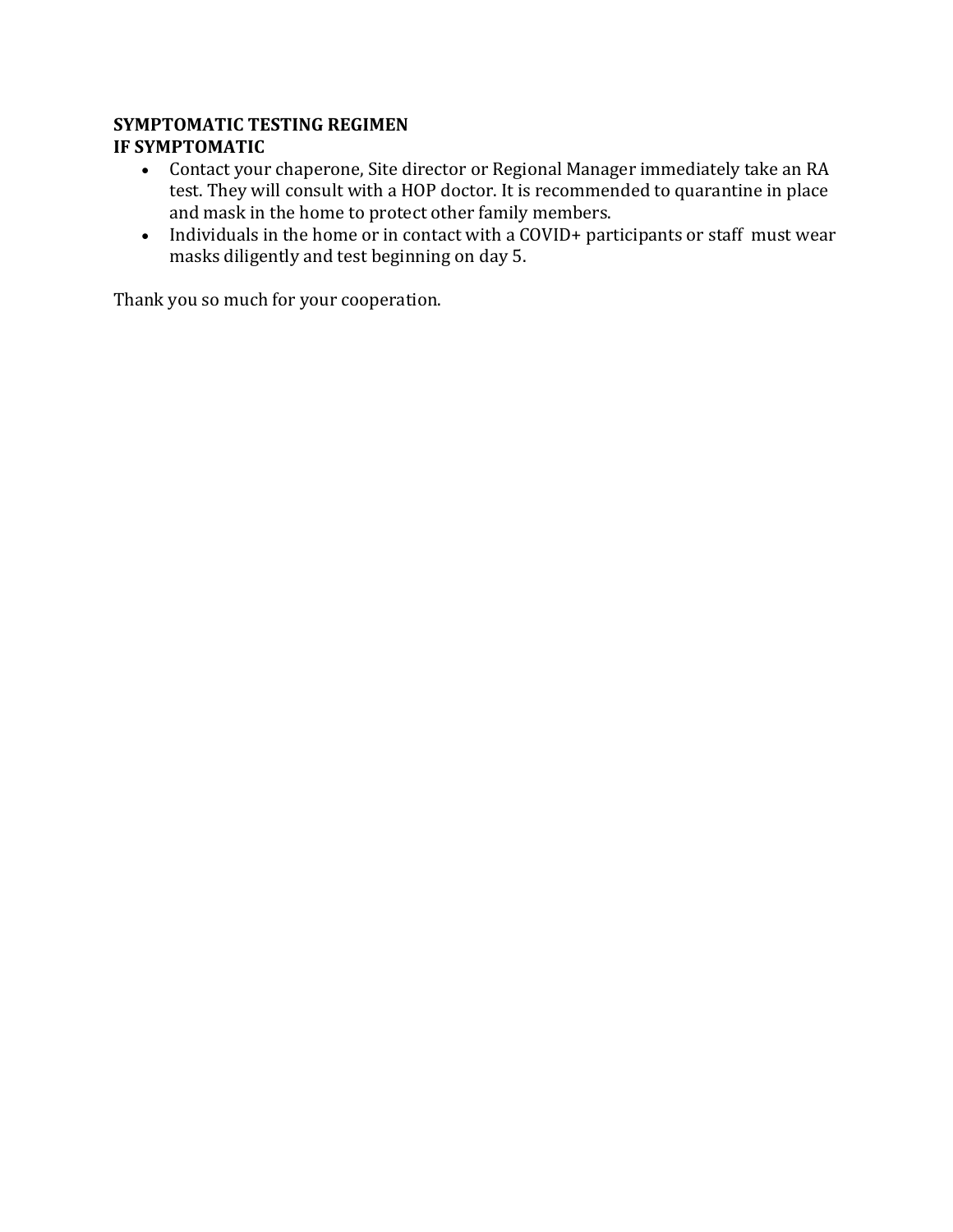**SYMPTOMATIC TESTING REGIMEN**
**IF SYMPTOMATIC**

- Contact your chaperone, Site director or Regional Manager immediately take an RA test. They will consult with a HOP doctor. It is recommended to quarantine in place and mask in the home to protect other family members.
- Individuals in the home or in contact with a COVID+ participants or staff must wear masks diligently and test beginning on day 5.

Thank you so much for your cooperation.